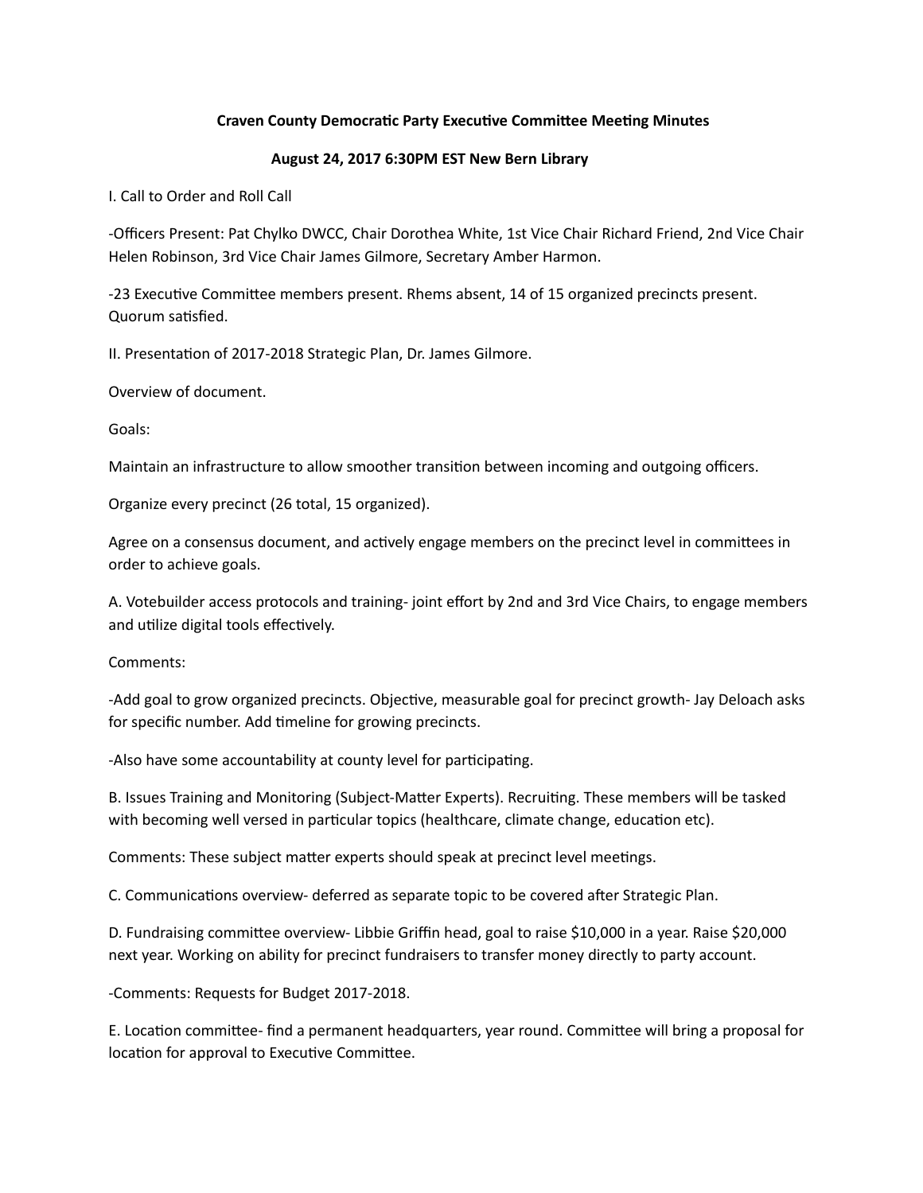**Craven County Democratic Party Executive Committee Meeting Minutes**

**August 24, 2017 6:30PM EST New Bern Library**

I. Call to Order and Roll Call

-Officers Present: Pat Chylko DWCC, Chair Dorothea White, 1st Vice Chair Richard Friend, 2nd Vice Chair Helen Robinson, 3rd Vice Chair James Gilmore, Secretary Amber Harmon.

-23 Executive Committee members present. Rhems absent, 14 of 15 organized precincts present. Quorum satisfied.

II. Presentation of 2017-2018 Strategic Plan, Dr. James Gilmore.

Overview of document.

Goals:

Maintain an infrastructure to allow smoother transition between incoming and outgoing officers.

Organize every precinct (26 total, 15 organized).

Agree on a consensus document, and actively engage members on the precinct level in committees in order to achieve goals.

A. Votebuilder access protocols and training- joint effort by 2nd and 3rd Vice Chairs, to engage members and utilize digital tools effectively.

Comments:

-Add goal to grow organized precincts. Objective, measurable goal for precinct growth- Jay Deloach asks for specific number. Add timeline for growing precincts.

-Also have some accountability at county level for participating.

B. Issues Training and Monitoring (Subject-Matter Experts). Recruiting. These members will be tasked with becoming well versed in particular topics (healthcare, climate change, education etc).

Comments: These subject matter experts should speak at precinct level meetings.

C. Communications overview- deferred as separate topic to be covered after Strategic Plan.

D. Fundraising committee overview- Libbie Griffin head, goal to raise $10,000 in a year. Raise $20,000 next year. Working on ability for precinct fundraisers to transfer money directly to party account.

-Comments: Requests for Budget 2017-2018.

E. Location committee- find a permanent headquarters, year round. Committee will bring a proposal for location for approval to Executive Committee.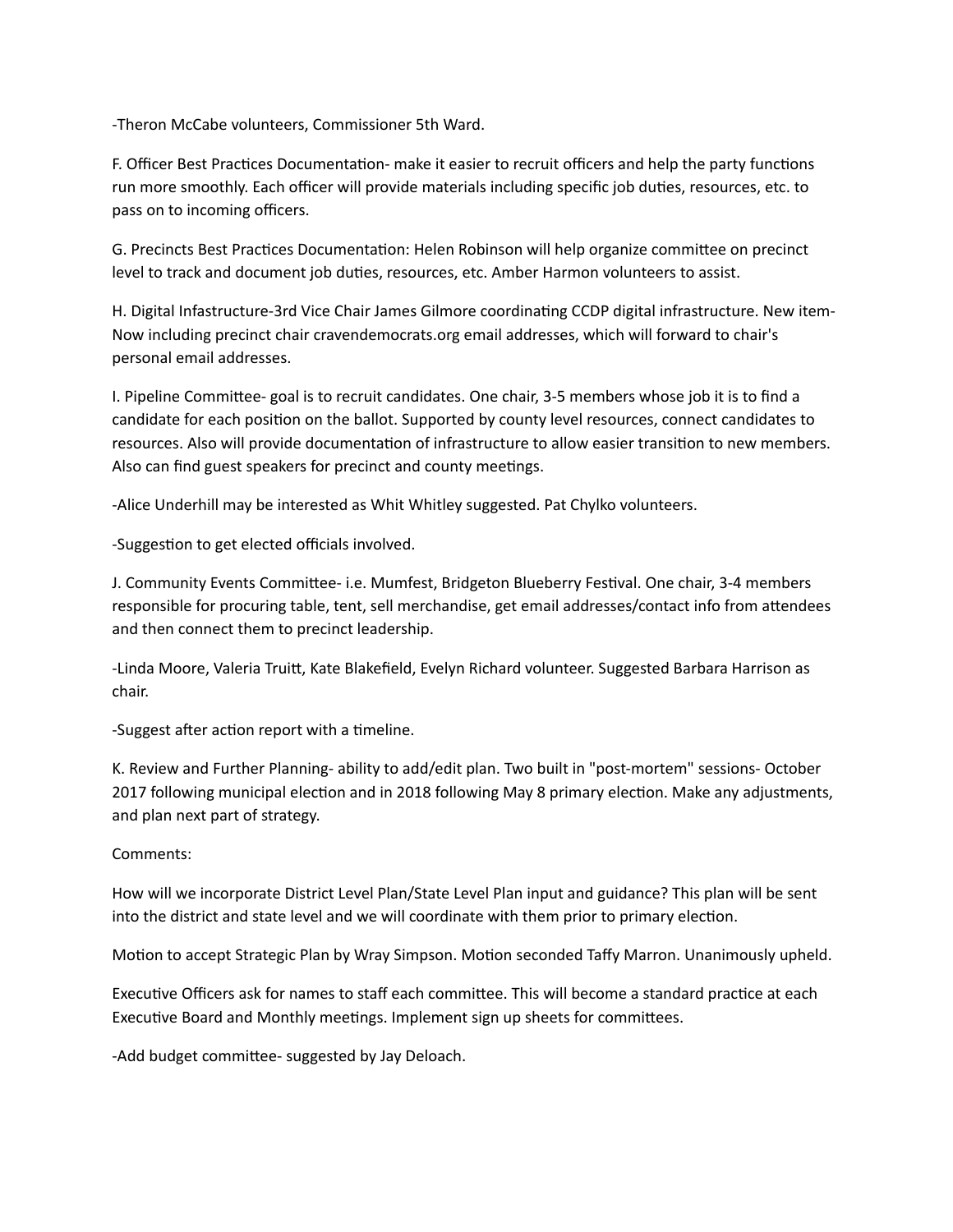-Theron McCabe volunteers, Commissioner 5th Ward.

F. Officer Best Practices Documentation- make it easier to recruit officers and help the party functions run more smoothly. Each officer will provide materials including specific job duties, resources, etc. to pass on to incoming officers.

G. Precincts Best Practices Documentation: Helen Robinson will help organize committee on precinct level to track and document job duties, resources, etc. Amber Harmon volunteers to assist.

H. Digital Infastructure-3rd Vice Chair James Gilmore coordinating CCDP digital infrastructure. New item- Now including precinct chair cravendemocrats.org email addresses, which will forward to chair's personal email addresses.

I. Pipeline Committee- goal is to recruit candidates. One chair, 3-5 members whose job it is to find a candidate for each position on the ballot. Supported by county level resources, connect candidates to resources. Also will provide documentation of infrastructure to allow easier transition to new members. Also can find guest speakers for precinct and county meetings.

-Alice Underhill may be interested as Whit Whitley suggested. Pat Chylko volunteers.

-Suggestion to get elected officials involved.

J. Community Events Committee- i.e. Mumfest, Bridgeton Blueberry Festival. One chair, 3-4 members responsible for procuring table, tent, sell merchandise, get email addresses/contact info from attendees and then connect them to precinct leadership.

-Linda Moore, Valeria Truitt, Kate Blakefield, Evelyn Richard volunteer. Suggested Barbara Harrison as chair.

-Suggest after action report with a timeline.

K. Review and Further Planning- ability to add/edit plan. Two built in "post-mortem" sessions- October 2017 following municipal election and in 2018 following May 8 primary election. Make any adjustments, and plan next part of strategy.

Comments:

How will we incorporate District Level Plan/State Level Plan input and guidance? This plan will be sent into the district and state level and we will coordinate with them prior to primary election.

Motion to accept Strategic Plan by Wray Simpson. Motion seconded Taffy Marron. Unanimously upheld.

Executive Officers ask for names to staff each committee. This will become a standard practice at each Executive Board and Monthly meetings. Implement sign up sheets for committees.

-Add budget committee- suggested by Jay Deloach.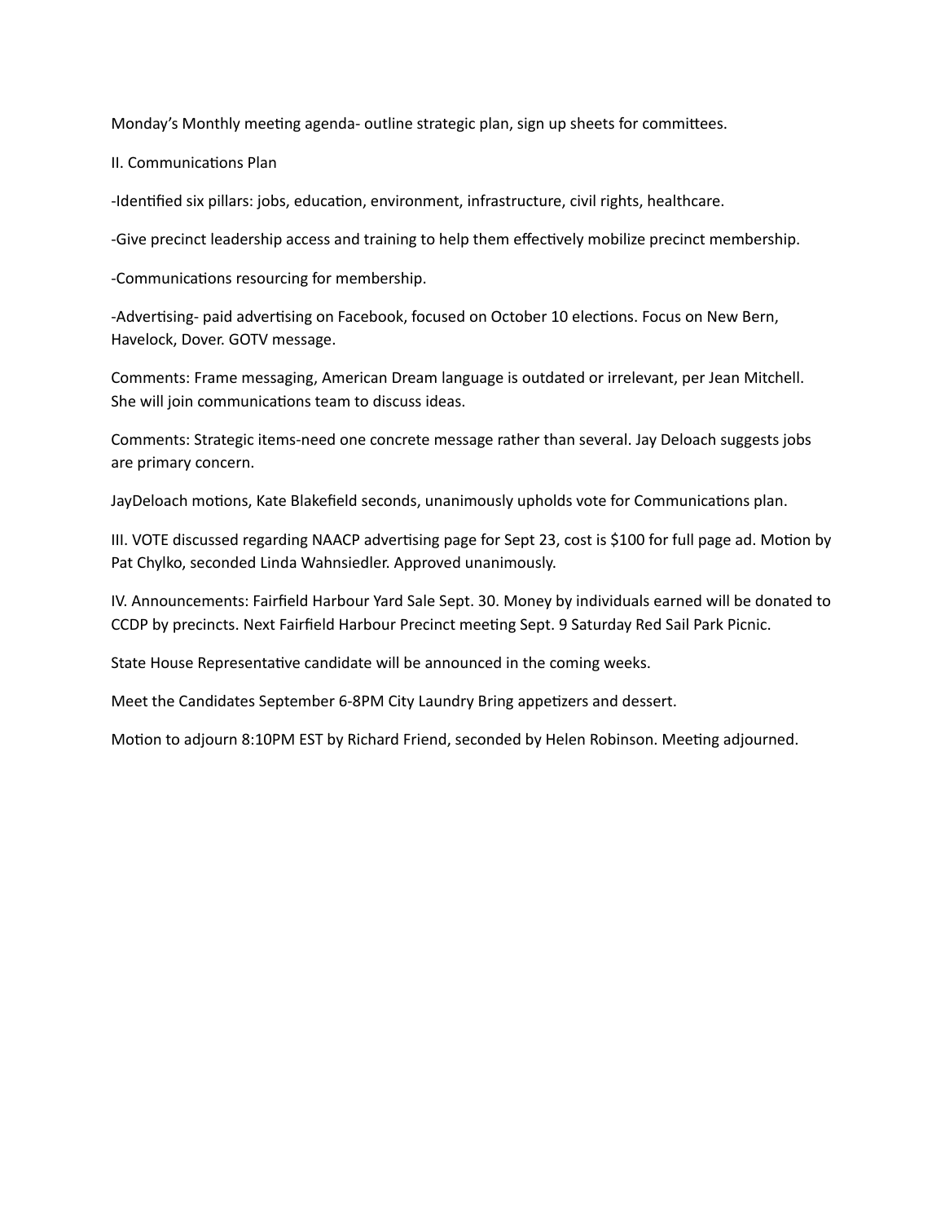Monday's Monthly meeting agenda- outline strategic plan, sign up sheets for committees.

II. Communications Plan

-Identified six pillars: jobs, education, environment, infrastructure, civil rights, healthcare.

-Give precinct leadership access and training to help them effectively mobilize precinct membership.

-Communications resourcing for membership.

-Advertising- paid advertising on Facebook, focused on October 10 elections. Focus on New Bern, Havelock, Dover. GOTV message.

Comments: Frame messaging, American Dream language is outdated or irrelevant, per Jean Mitchell. She will join communications team to discuss ideas.

Comments: Strategic items-need one concrete message rather than several. Jay Deloach suggests jobs are primary concern.

JayDeloach motions, Kate Blakefield seconds, unanimously upholds vote for Communications plan.

III. VOTE discussed regarding NAACP advertising page for Sept 23, cost is $100 for full page ad. Motion by Pat Chylko, seconded Linda Wahnsiedler. Approved unanimously.

IV. Announcements: Fairfield Harbour Yard Sale Sept. 30. Money by individuals earned will be donated to CCDP by precincts. Next Fairfield Harbour Precinct meeting Sept. 9 Saturday Red Sail Park Picnic.

State House Representative candidate will be announced in the coming weeks.

Meet the Candidates September 6-8PM City Laundry Bring appetizers and dessert.

Motion to adjourn 8:10PM EST by Richard Friend, seconded by Helen Robinson. Meeting adjourned.